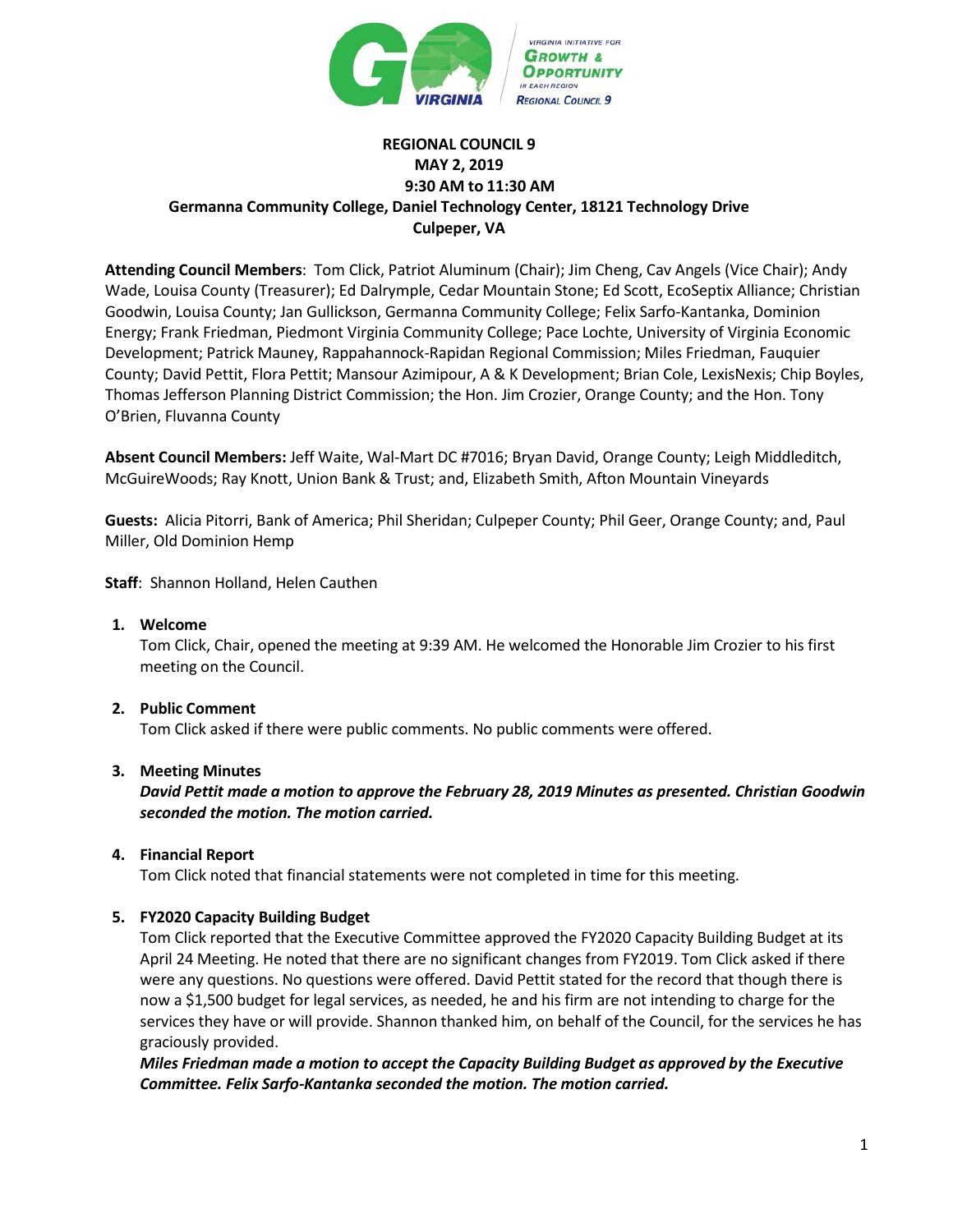**REGIONAL COUNCIL 9**
**MAY 2, 2019**
**9:30 AM to 11:30 AM**
**Germanna Community College, Daniel Technology Center, 18121 Technology Drive**
**Culpeper, VA**

**Attending Council Members**: Tom Click, Patriot Aluminum (Chair); Jim Cheng, Cav Angels (Vice Chair); Andy Wade, Louisa County (Treasurer); Ed Dalrymple, Cedar Mountain Stone; Ed Scott, EcoSeptix Alliance; Christian Goodwin, Louisa County; Jan Gullickson, Germanna Community College; Felix Sarfo-Kantanka, Dominion Energy; Frank Friedman, Piedmont Virginia Community College; Pace Lochte, University of Virginia Economic Development; Patrick Mauney, Rappahannock-Rapidan Regional Commission; Miles Friedman, Fauquier County; David Pettit, Flora Pettit; Mansour Azimipour, A & K Development; Brian Cole, LexisNexis; Chip Boyles, Thomas Jefferson Planning District Commission; the Hon. Jim Crozier, Orange County; and the Hon. Tony O'Brien, Fluvanna County

**Absent Council Members:** Jeff Waite, Wal-Mart DC #7016; Bryan David, Orange County; Leigh Middleditch, McGuireWoods; Ray Knott, Union Bank & Trust; and, Elizabeth Smith, Afton Mountain Vineyards

**Guests:** Alicia Pitorri, Bank of America; Phil Sheridan; Culpeper County; Phil Geer, Orange County; and, Paul Miller, Old Dominion Hemp

**Staff**: Shannon Holland, Helen Cauthen

1. **Welcome**

   Tom Click, Chair, opened the meeting at 9:39 AM. He welcomed the Honorable Jim Crozier to his first meeting on the Council.

2. **Public Comment**

   Tom Click asked if there were public comments. No public comments were offered.

3. **Meeting Minutes**

   ***David Pettit made a motion to approve the February 28, 2019 Minutes as presented. Christian Goodwin seconded the motion. The motion carried.***

4. **Financial Report**

   Tom Click noted that financial statements were not completed in time for this meeting.

5. **FY2020 Capacity Building Budget**

   Tom Click reported that the Executive Committee approved the FY2020 Capacity Building Budget at its April 24 Meeting. He noted that there are no significant changes from FY2019. Tom Click asked if there were any questions. No questions were offered. David Pettit stated for the record that though there is now a $1,500 budget for legal services, as needed, he and his firm are not intending to charge for the services they have or will provide. Shannon thanked him, on behalf of the Council, for the services he has graciously provided.

   ***Miles Friedman made a motion to accept the Capacity Building Budget as approved by the Executive Committee. Felix Sarfo-Kantanka seconded the motion. The motion carried.***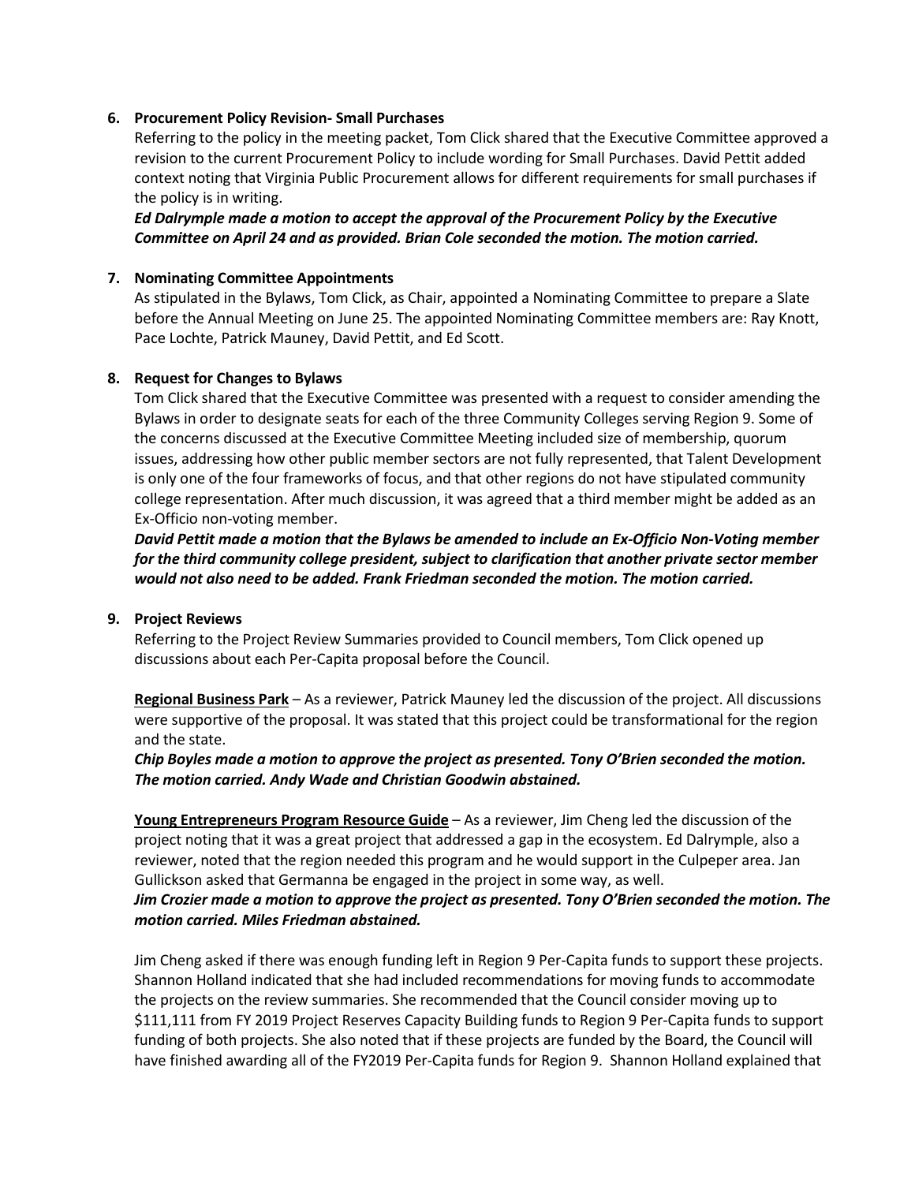**6. Procurement Policy Revision- Small Purchases**

Referring to the policy in the meeting packet, Tom Click shared that the Executive Committee approved a revision to the current Procurement Policy to include wording for Small Purchases. David Pettit added context noting that Virginia Public Procurement allows for different requirements for small purchases if the policy is in writing.

***Ed Dalrymple made a motion to accept the approval of the Procurement Policy by the Executive Committee on April 24 and as provided. Brian Cole seconded the motion. The motion carried.***

**7. Nominating Committee Appointments**

As stipulated in the Bylaws, Tom Click, as Chair, appointed a Nominating Committee to prepare a Slate before the Annual Meeting on June 25. The appointed Nominating Committee members are: Ray Knott, Pace Lochte, Patrick Mauney, David Pettit, and Ed Scott.

**8. Request for Changes to Bylaws**

Tom Click shared that the Executive Committee was presented with a request to consider amending the Bylaws in order to designate seats for each of the three Community Colleges serving Region 9. Some of the concerns discussed at the Executive Committee Meeting included size of membership, quorum issues, addressing how other public member sectors are not fully represented, that Talent Development is only one of the four frameworks of focus, and that other regions do not have stipulated community college representation. After much discussion, it was agreed that a third member might be added as an Ex-Officio non-voting member.

***David Pettit made a motion that the Bylaws be amended to include an Ex-Officio Non-Voting member for the third community college president, subject to clarification that another private sector member would not also need to be added. Frank Friedman seconded the motion. The motion carried.***

**9. Project Reviews**

Referring to the Project Review Summaries provided to Council members, Tom Click opened up discussions about each Per-Capita proposal before the Council.

**Regional Business Park** – As a reviewer, Patrick Mauney led the discussion of the project. All discussions were supportive of the proposal. It was stated that this project could be transformational for the region and the state.

***Chip Boyles made a motion to approve the project as presented. Tony O'Brien seconded the motion. The motion carried. Andy Wade and Christian Goodwin abstained.***

**Young Entrepreneurs Program Resource Guide** – As a reviewer, Jim Cheng led the discussion of the project noting that it was a great project that addressed a gap in the ecosystem. Ed Dalrymple, also a reviewer, noted that the region needed this program and he would support in the Culpeper area. Jan Gullickson asked that Germanna be engaged in the project in some way, as well.

***Jim Crozier made a motion to approve the project as presented. Tony O'Brien seconded the motion. The motion carried. Miles Friedman abstained.***

Jim Cheng asked if there was enough funding left in Region 9 Per-Capita funds to support these projects. Shannon Holland indicated that she had included recommendations for moving funds to accommodate the projects on the review summaries. She recommended that the Council consider moving up to $111,111 from FY 2019 Project Reserves Capacity Building funds to Region 9 Per-Capita funds to support funding of both projects. She also noted that if these projects are funded by the Board, the Council will have finished awarding all of the FY2019 Per-Capita funds for Region 9. Shannon Holland explained that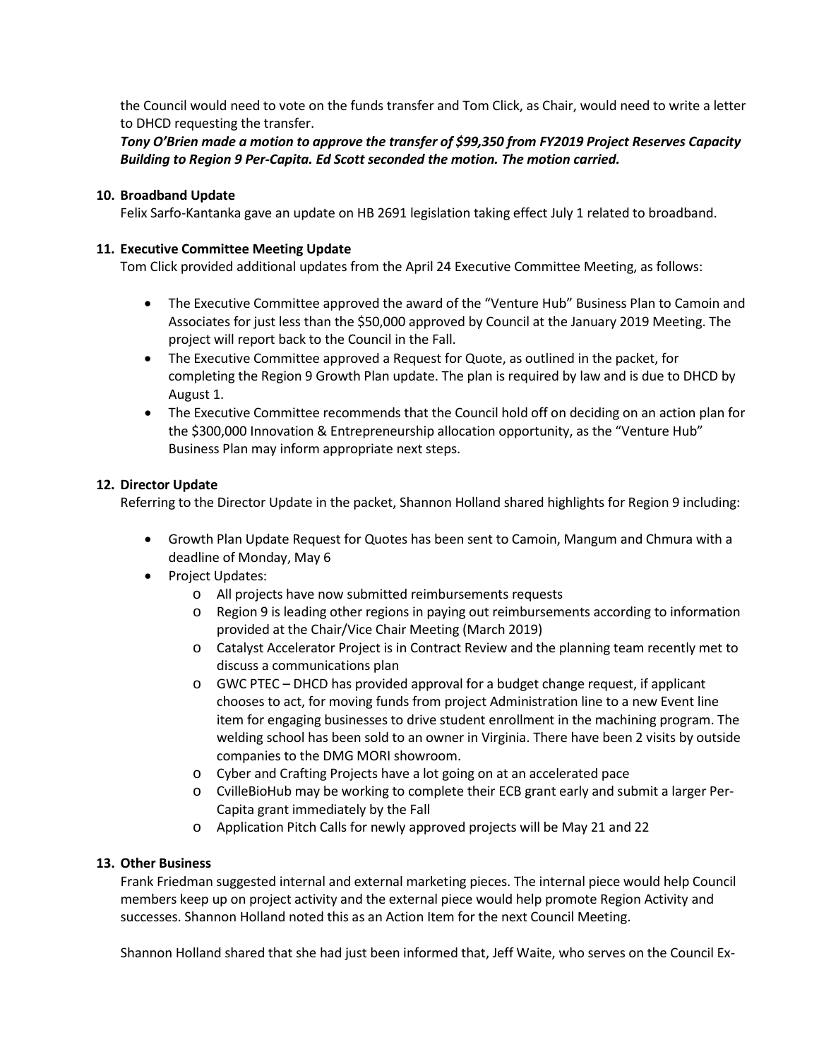the Council would need to vote on the funds transfer and Tom Click, as Chair, would need to write a letter to DHCD requesting the transfer.

***Tony O'Brien made a motion to approve the transfer of $99,350 from FY2019 Project Reserves Capacity Building to Region 9 Per-Capita. Ed Scott seconded the motion. The motion carried.***

**10. Broadband Update**

Felix Sarfo-Kantanka gave an update on HB 2691 legislation taking effect July 1 related to broadband.

**11. Executive Committee Meeting Update**

Tom Click provided additional updates from the April 24 Executive Committee Meeting, as follows:

- The Executive Committee approved the award of the "Venture Hub" Business Plan to Camoin and Associates for just less than the $50,000 approved by Council at the January 2019 Meeting. The project will report back to the Council in the Fall.
- The Executive Committee approved a Request for Quote, as outlined in the packet, for completing the Region 9 Growth Plan update. The plan is required by law and is due to DHCD by August 1.
- The Executive Committee recommends that the Council hold off on deciding on an action plan for the $300,000 Innovation & Entrepreneurship allocation opportunity, as the "Venture Hub" Business Plan may inform appropriate next steps.

**12. Director Update**

Referring to the Director Update in the packet, Shannon Holland shared highlights for Region 9 including:

- Growth Plan Update Request for Quotes has been sent to Camoin, Mangum and Chmura with a deadline of Monday, May 6
- Project Updates:
  - All projects have now submitted reimbursements requests
  - Region 9 is leading other regions in paying out reimbursements according to information provided at the Chair/Vice Chair Meeting (March 2019)
  - Catalyst Accelerator Project is in Contract Review and the planning team recently met to discuss a communications plan
  - GWC PTEC – DHCD has provided approval for a budget change request, if applicant chooses to act, for moving funds from project Administration line to a new Event line item for engaging businesses to drive student enrollment in the machining program. The welding school has been sold to an owner in Virginia. There have been 2 visits by outside companies to the DMG MORI showroom.
  - Cyber and Crafting Projects have a lot going on at an accelerated pace
  - CvilleBioHub may be working to complete their ECB grant early and submit a larger Per-Capita grant immediately by the Fall
  - Application Pitch Calls for newly approved projects will be May 21 and 22

**13. Other Business**

Frank Friedman suggested internal and external marketing pieces. The internal piece would help Council members keep up on project activity and the external piece would help promote Region Activity and successes. Shannon Holland noted this as an Action Item for the next Council Meeting.

Shannon Holland shared that she had just been informed that, Jeff Waite, who serves on the Council Ex-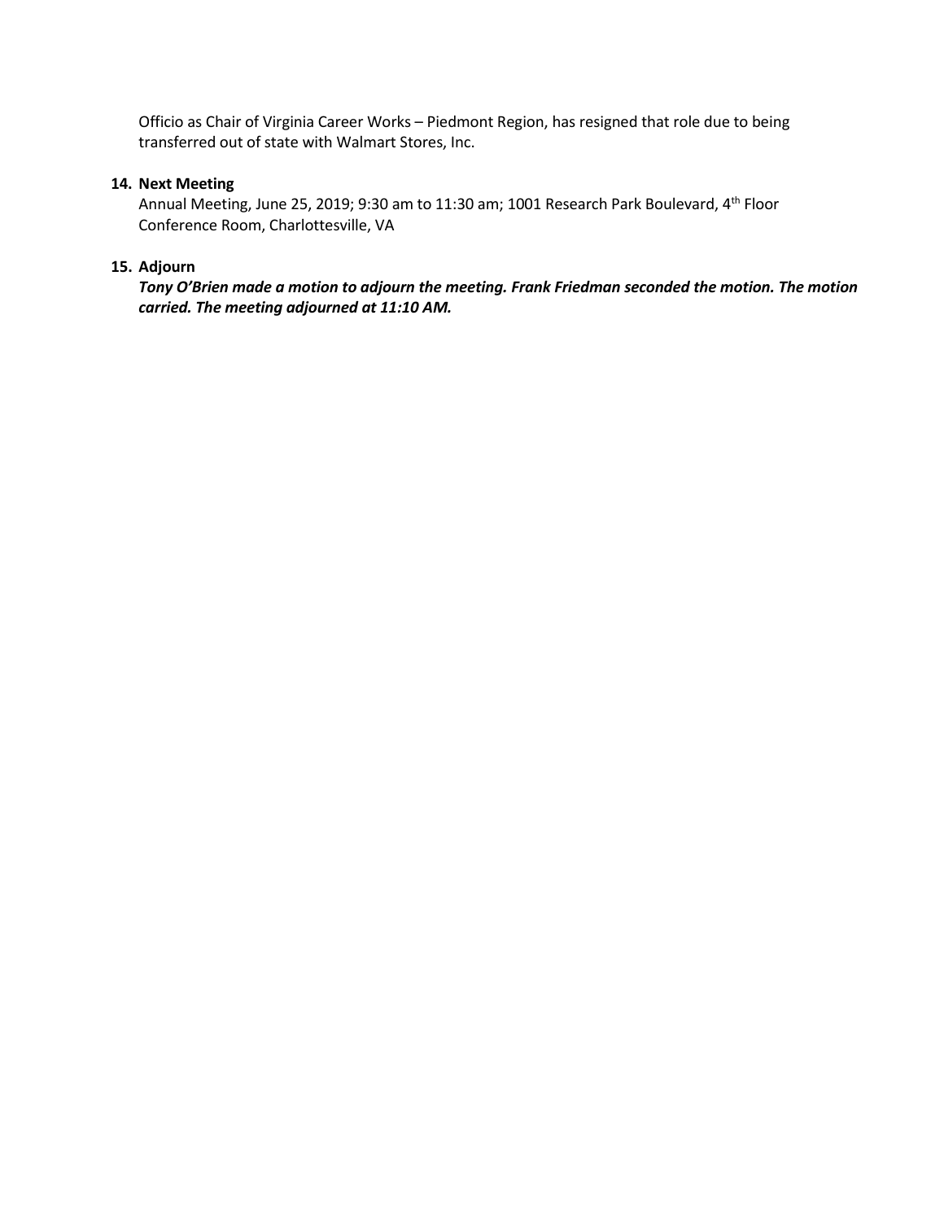Officio as Chair of Virginia Career Works – Piedmont Region, has resigned that role due to being transferred out of state with Walmart Stores, Inc.

**14. Next Meeting**

Annual Meeting, June 25, 2019; 9:30 am to 11:30 am; 1001 Research Park Boulevard, 4th Floor Conference Room, Charlottesville, VA

**15. Adjourn**

***Tony O'Brien made a motion to adjourn the meeting. Frank Friedman seconded the motion. The motion carried. The meeting adjourned at 11:10 AM.***